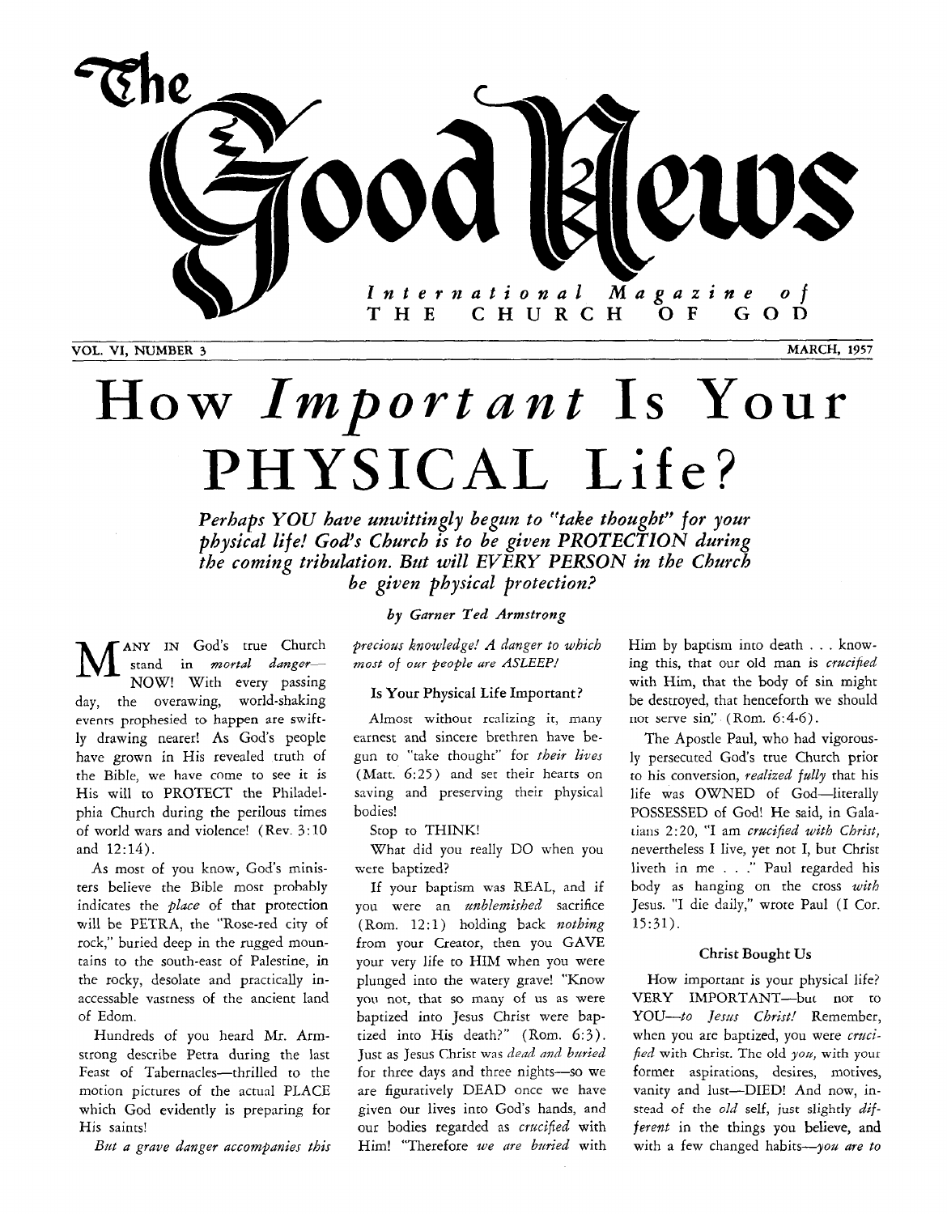# The Good News

*International Magazine of* THE CHURCH OF GOD

VOL. VI, NUMBER 3 — MARCH, 1957

# How *Important* Is Your PHYSICAL Life?

***Perhaps YOU have unwittingly begun to "take thought" for your physical life! God's Church is to be given PROTECTION during the coming tribulation. But will EVERY PERSON in the Church be given physical protection?***

*by Garner Ted Armstrong*

MANY IN God's true Church stand in *mortal danger*—NOW! With every passing day, the overawing, world-shaking events prophesied to happen are swiftly drawing nearer! As God's people have grown in His revealed truth of the Bible, we have come to see it is His will to PROTECT the Philadelphia Church during the perilous times of world wars and violence! (Rev. 3:10 and 12:14).

As most of you know, God's ministers believe the Bible most probably indicates the *place* of that protection will be PETRA, the "Rose-red city of rock," buried deep in the rugged mountains to the south-east of Palestine, in the rocky, desolate and practically inaccessable vastness of the ancient land of Edom.

Hundreds of you heard Mr. Armstrong describe Petra during the last Feast of Tabernacles—thrilled to the motion pictures of the actual PLACE which God evidently is preparing for His saints!

*But a grave danger accompanies this precious knowledge! A danger to which most of our people are ASLEEP!*

## Is Your Physical Life Important?

Almost without realizing it, many earnest and sincere brethren have begun to "take thought" for *their lives* (Matt. 6:25) and set their hearts on saving and preserving their physical bodies!

Stop to THINK!

What did you really DO when you were baptized?

If your baptism was REAL, and if you were an *unblemished* sacrifice (Rom. 12:1) holding back *nothing* from your Creator, then you GAVE your very life to HIM when you were plunged into the watery grave! "Know you not, that so many of us as were baptized into Jesus Christ were baptized into His death?" (Rom. 6:3). Just as Jesus Christ was *dead and buried* for three days and three nights—so we are figuratively DEAD once we have given our lives into God's hands, and our bodies regarded as *crucified* with Him! "Therefore *we are buried* with Him by baptism into death . . . knowing this, that our old man is *crucified* with Him, that the body of sin might be destroyed, that henceforth we should not serve sin." (Rom. 6:4-6).

The Apostle Paul, who had vigorously persecuted God's true Church prior to his conversion, *realized fully* that his life was OWNED of God—literally POSSESSED of God! He said, in Galatians 2:20, "I am *crucified with Christ*, nevertheless I live, yet not I, but Christ liveth in me . . ." Paul regarded his body as hanging on the cross *with* Jesus. "I die daily," wrote Paul (I Cor. 15:31).

## Christ Bought Us

How important is your physical life? VERY IMPORTANT—but not to YOU—*to Jesus Christ!* Remember, when you are baptized, you were *crucified* with Christ. The old *you*, with your former aspirations, desires, motives, vanity and lust—DIED! And now, instead of the *old* self, just slightly *different* in the things you believe, and with a few changed habits—*you are to*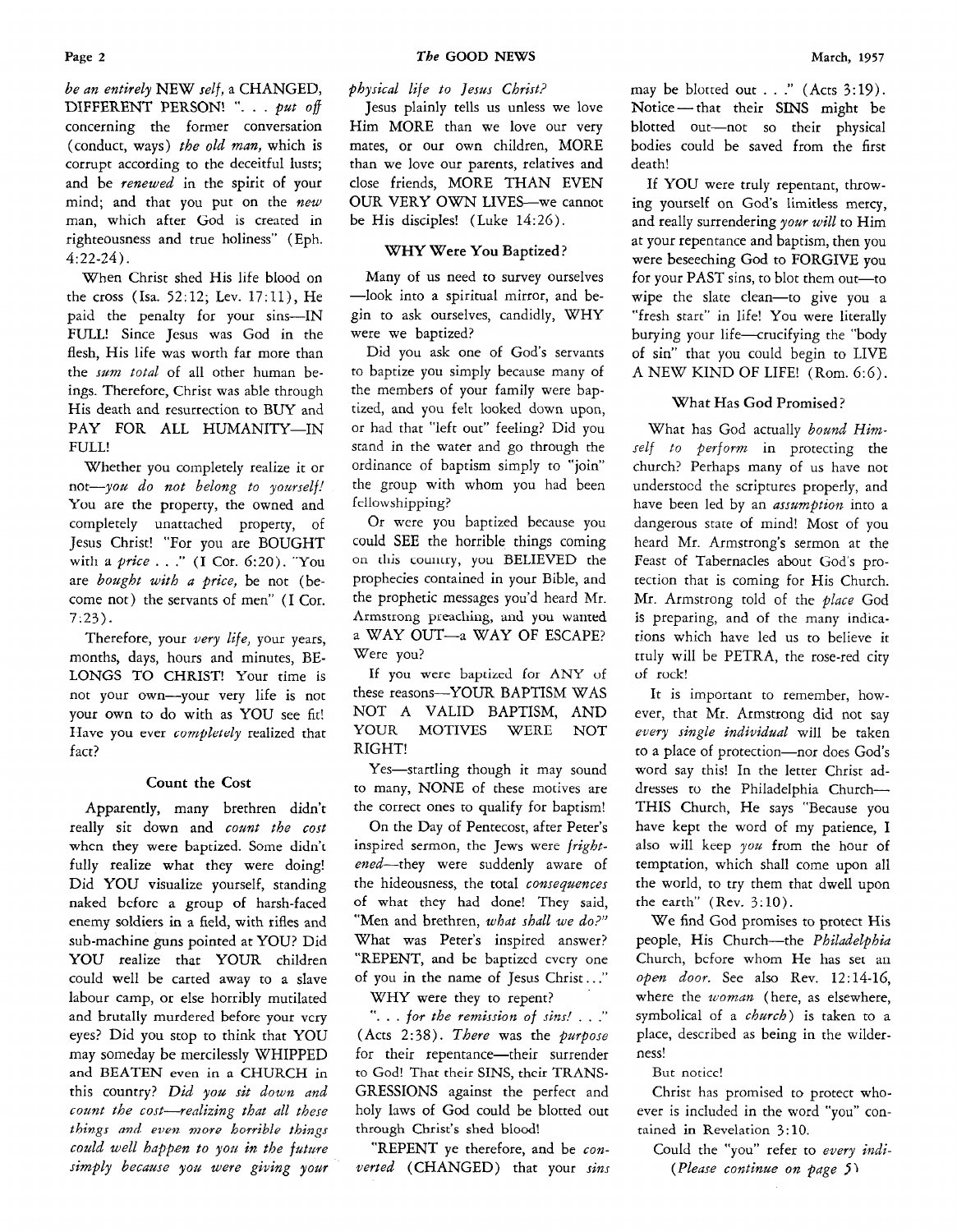*be an entirely* NEW *self*, a CHANGED, DIFFERENT PERSON! ". . . *put off* concerning the former conversation (conduct, ways) *the old man*, which is corrupt according to the deceitful lusts; and be *renewed* in the spirit of your mind; and that you put on the *new* man, which after God is created in righteousness and true holiness" (Eph. 4:22-24).

When Christ shed His life blood on the cross (Isa. 52:12; Lev. 17:11), He paid the penalty for your sins—IN FULL! Since Jesus was God in the flesh, His life was worth far more than the *sum total* of all other human beings. Therefore, Christ was able through His death and resurrection to BUY and PAY FOR ALL HUMANITY—IN FULL!

Whether you completely realize it or not—*you do not belong to yourself!* You are the property, the owned and completely unattached property, of Jesus Christ! "For you are BOUGHT with a *price* . . ." (I Cor. 6:20). "You are *bought with a price*, be not (become not) the servants of men" (I Cor. 7:23).

Therefore, your *very life*, your years, months, days, hours and minutes, BELONGS TO CHRIST! Your time is not your own—your very life is not your own to do with as YOU see fit! Have you ever *completely* realized that fact?

### Count the Cost

Apparently, many brethren didn't really sit down and *count the cost* when they were baptized. Some didn't fully realize what they were doing! Did YOU visualize yourself, standing naked before a group of harsh-faced enemy soldiers in a field, with rifles and sub-machine guns pointed at YOU? Did YOU realize that YOUR children could well be carted away to a slave labour camp, or else horribly mutilated and brutally murdered before your very eyes? Did you stop to think that YOU may someday be mercilessly WHIPPED and BEATEN even in a CHURCH in this country? *Did you sit down and count the cost—realizing that all these things and even more horrible things could well happen to you in the future simply because you were giving your physical life to Jesus Christ?*

Jesus plainly tells us unless we love Him MORE than we love our very mates, or our own children, MORE than we love our parents, relatives and close friends, MORE THAN EVEN OUR VERY OWN LIVES—we cannot be His disciples! (Luke 14:26).

### WHY Were You Baptized?

Many of us need to survey ourselves—look into a spiritual mirror, and begin to ask ourselves, candidly, WHY were we baptized?

Did you ask one of God's servants to baptize you simply because many of the members of your family were baptized, and you felt looked down upon, or had that "left out" feeling? Did you stand in the water and go through the ordinance of baptism simply to "join" the group with whom you had been fellowshipping?

Or were you baptized because you could SEE the horrible things coming on this country, you BELIEVED the prophecies contained in your Bible, and the prophetic messages you'd heard Mr. Armstrong preaching, and you wanted a WAY OUT—a WAY OF ESCAPE? Were you?

If you were baptized for ANY of these reasons—YOUR BAPTISM WAS NOT A VALID BAPTISM, AND YOUR MOTIVES WERE NOT RIGHT!

Yes—startling though it may sound to many, NONE of these motives are the correct ones to qualify for baptism!

On the Day of Pentecost, after Peter's inspired sermon, the Jews were *frightened*—they were suddenly aware of the hideousness, the total *consequences* of what they had done! They said, "Men and brethren, *what shall we do?*" What was Peter's inspired answer? "REPENT, and be baptized every one of you in the name of Jesus Christ . . ."

WHY were they to repent?

". . . *for the remission of sins!* . . ." (Acts 2:38). *There* was the *purpose* for their repentance—their surrender to God! That their SINS, their TRANSGRESSIONS against the perfect and holy laws of God could be blotted out through Christ's shed blood!

"REPENT ye therefore, and be *converted* (CHANGED) that your *sins* may be blotted out . . ." (Acts 3:19). Notice—that their SINS might be blotted out—not so their physical bodies could be saved from the first death!

If YOU were truly repentant, throwing yourself on God's limitless mercy, and really surrendering *your will* to Him at your repentance and baptism, then you were beseeching God to FORGIVE you for your PAST sins, to blot them out—to wipe the slate clean—to give you a "fresh start" in life! You were literally burying your life—crucifying the "body of sin" that you could begin to LIVE A NEW KIND OF LIFE! (Rom. 6:6).

### What Has God Promised?

What has God actually *bound Himself to perform* in protecting the church? Perhaps many of us have not understood the scriptures properly, and have been led by an *assumption* into a dangerous state of mind! Most of you heard Mr. Armstrong's sermon at the Feast of Tabernacles about God's protection that is coming for His Church. Mr. Armstrong told of the *place* God is preparing, and of the many indications which have led us to believe it truly will be PETRA, the rose-red city of rock!

It is important to remember, however, that Mr. Armstrong did not say *every single individual* will be taken to a place of protection—nor does God's word say this! In the letter Christ addresses to the Philadelphia Church—THIS Church, He says "Because you have kept the word of my patience, I also will keep *you* from the hour of temptation, which shall come upon all the world, to try them that dwell upon the earth" (Rev. 3:10).

We find God promises to protect His people, His Church—the *Philadelphia* Church, before whom He has set an *open door*. See also Rev. 12:14-16, where the *woman* (here, as elsewhere, symbolical of a *church*) is taken to a place, described as being in the wilderness!

But notice!

Christ has promised to protect whoever is included in the word "you" contained in Revelation 3:10.

Could the "you" refer to *every indi-*

*(Please continue on page 5)*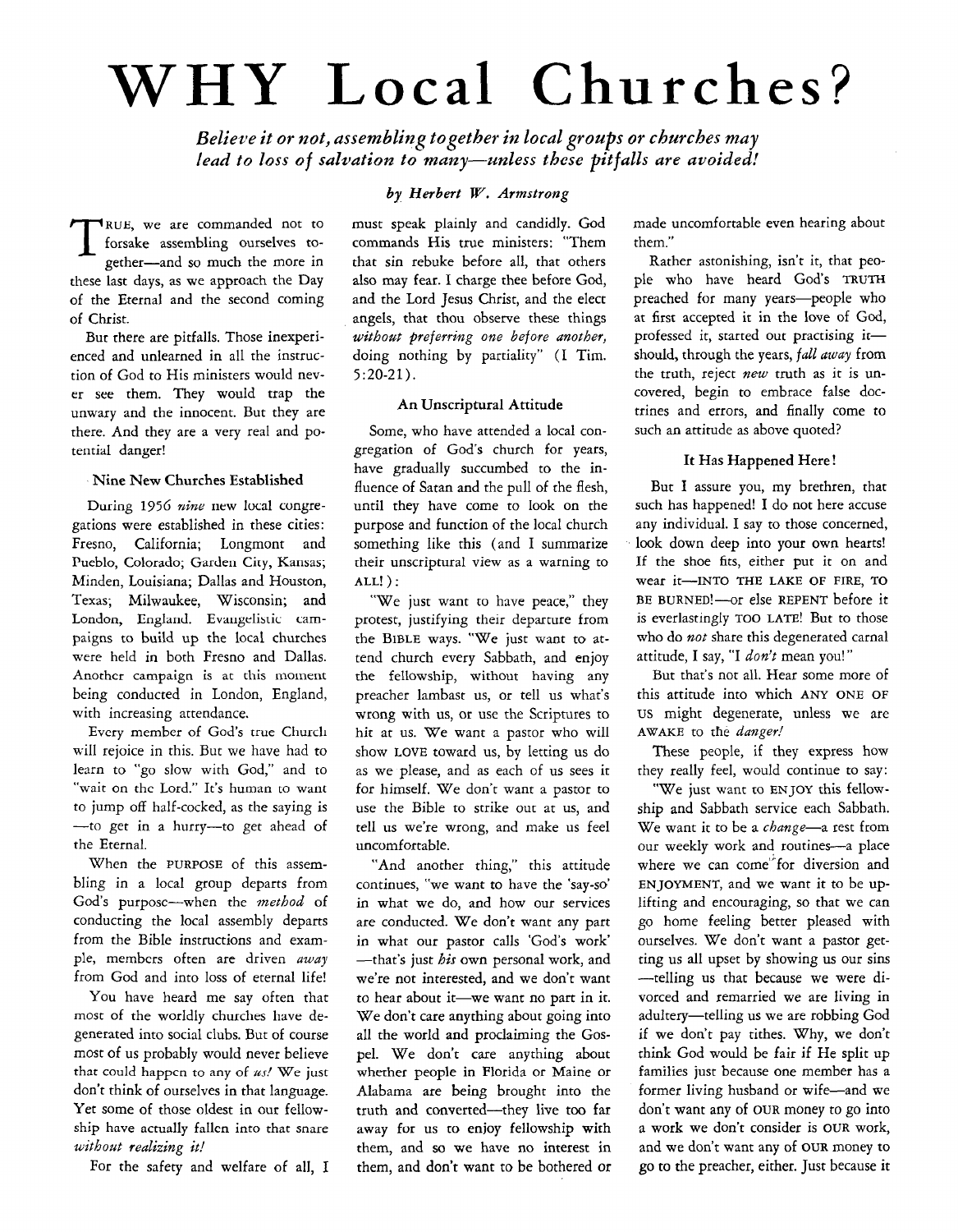# WHY Local Churches?

***Believe it or not, assembling together in local groups or churches may lead to loss of salvation to many—unless these pitfalls are avoided!***

*by Herbert W. Armstrong*

TRUE, we are commanded not to forsake assembling ourselves together—and so much the more in these last days, as we approach the Day of the Eternal and the second coming of Christ.

But there are pitfalls. Those inexperienced and unlearned in all the instruction of God to His ministers would never see them. They would trap the unwary and the innocent. But they are there. And they are a very real and potential danger!

### Nine New Churches Established

During 1956 *nine* new local congregations were established in these cities: Fresno, California; Longmont and Pueblo, Colorado; Garden City, Kansas; Minden, Louisiana; Dallas and Houston, Texas; Milwaukee, Wisconsin; and London, England. Evangelistic campaigns to build up the local churches were held in both Fresno and Dallas. Another campaign is at this moment being conducted in London, England, with increasing attendance.

Every member of God's true Church will rejoice in this. But we have had to learn to "go slow with God," and to "wait on the Lord." It's human to want to jump off half-cocked, as the saying is—to get in a hurry—to get ahead of the Eternal.

When the PURPOSE of this assembling in a local group departs from God's purpose—when the *method* of conducting the local assembly departs from the Bible instructions and example, members often are driven *away* from God and into loss of eternal life!

You have heard me say often that most of the worldly churches have degenerated into social clubs. But of course most of us probably would never believe that could happen to any of *us!* We just don't think of ourselves in that language. Yet some of those oldest in our fellowship have actually fallen into that snare *without realizing it!*

For the safety and welfare of all, I must speak plainly and candidly. God commands His true ministers: "Them that sin rebuke before all, that others also may fear. I charge thee before God, and the Lord Jesus Christ, and the elect angels, that thou observe these things *without preferring one before another,* doing nothing by partiality" (I Tim. 5:20-21).

### An Unscriptural Attitude

Some, who have attended a local congregation of God's church for years, have gradually succumbed to the influence of Satan and the pull of the flesh, until they have come to look on the purpose and function of the local church something like this (and I summarize their unscriptural view as a warning to ALL!):

"We just want to have peace," they protest, justifying their departure from the BIBLE ways. "We just want to attend church every Sabbath, and enjoy the fellowship, without having any preacher lambast us, or tell us what's wrong with us, or use the Scriptures to hit at us. We want a pastor who will show LOVE toward us, by letting us do as we please, and as each of us sees it for himself. We don't want a pastor to use the Bible to strike out at us, and tell us we're wrong, and make us feel uncomfortable.

"And another thing," this attitude continues, "we want to have the 'say-so' in what we do, and how our services are conducted. We don't want any part in what our pastor calls 'God's work'—that's just *his* own personal work, and we're not interested, and we don't want to hear about it—we want no part in it. We don't care anything about going into all the world and proclaiming the Gospel. We don't care anything about whether people in Florida or Maine or Alabama are being brought into the truth and converted—they live too far away for us to enjoy fellowship with them, and so we have no interest in them, and don't want to be bothered or made uncomfortable even hearing about them."

Rather astonishing, isn't it, that people who have heard God's TRUTH preached for many years—people who at first accepted it in the love of God, professed it, started out practising it—should, through the years, *fall away* from the truth, reject *new* truth as it is uncovered, begin to embrace false doctrines and errors, and finally come to such an attitude as above quoted?

### It Has Happened Here!

But I assure you, my brethren, that such has happened! I do not here accuse any individual. I say to those concerned, look down deep into your own hearts! If the shoe fits, either put it on and wear it—INTO THE LAKE OF FIRE, TO BE BURNED!—or else REPENT before it is everlastingly TOO LATE! But to those who do *not* share this degenerated carnal attitude, I say, "I *don't* mean you!"

But that's not all. Hear some more of this attitude into which ANY ONE OF US might degenerate, unless we are AWAKE to the *danger!*

These people, if they express how they really feel, would continue to say:

"We just want to ENJOY this fellowship and Sabbath service each Sabbath. We want it to be a *change*—a rest from our weekly work and routines—a place where we can come for diversion and ENJOYMENT, and we want it to be uplifting and encouraging, so that we can go home feeling better pleased with ourselves. We don't want a pastor getting us all upset by showing us our sins—telling us that because we were divorced and remarried we are living in adultery—telling us we are robbing God if we don't pay tithes. Why, we don't think God would be fair if He split up families just because one member has a former living husband or wife—and we don't want any of OUR money to go into a work we don't consider is OUR work, and we don't want any of OUR money to go to the preacher, either. Just because it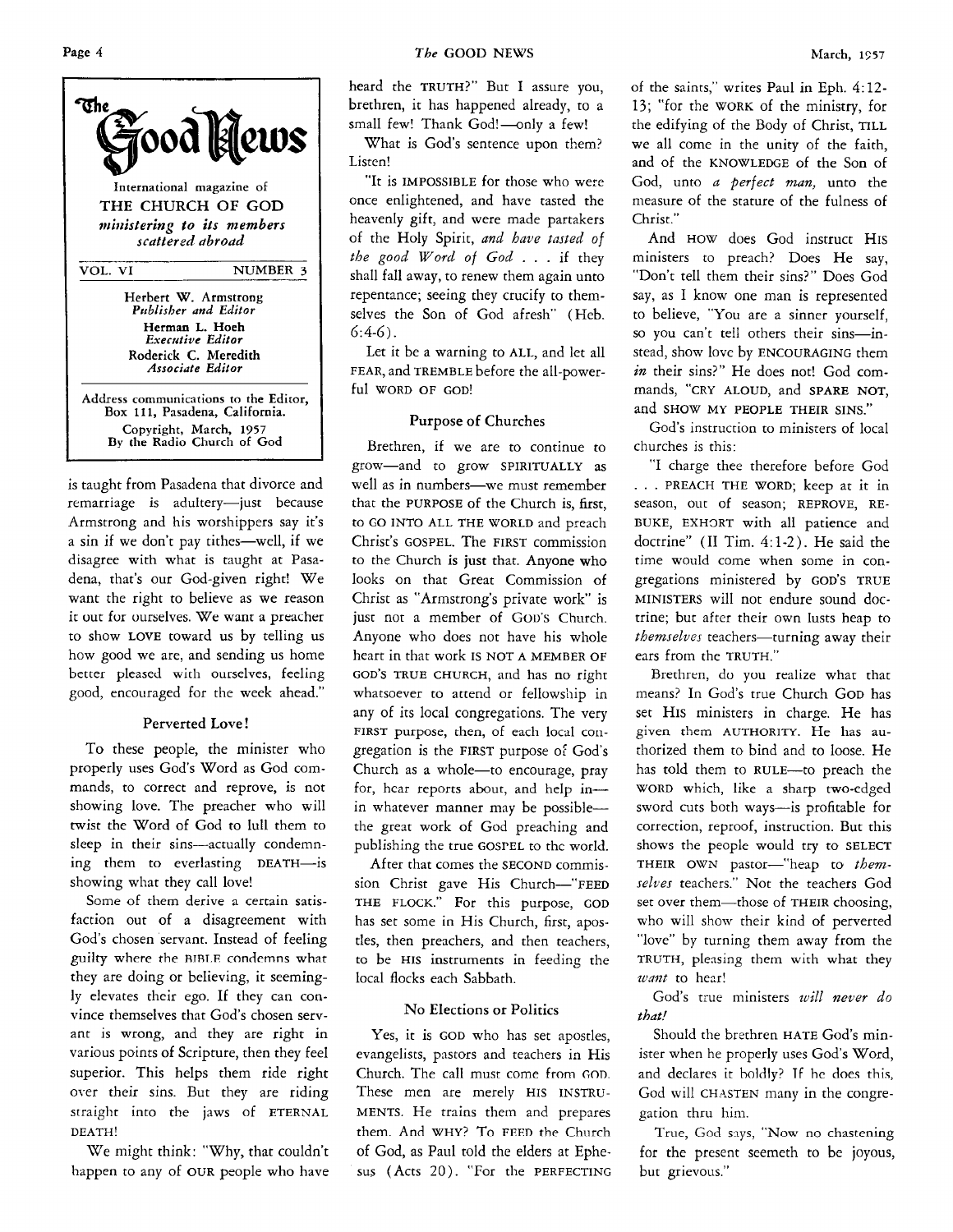**The Good News**

International magazine of
THE CHURCH OF GOD
*ministering to its members scattered abroad*

VOL. VI NUMBER 3

Herbert W. Armstrong
*Publisher and Editor*
Herman L. Hoeh
*Executive Editor*
Roderick C. Meredith
*Associate Editor*

Address communications to the Editor, Box 111, Pasadena, California.
Copyright, March, 1957
By the Radio Church of God

is taught from Pasadena that divorce and remarriage is adultery—just because Armstrong and his worshippers say it's a sin if we don't pay tithes—well, if we disagree with what is taught at Pasadena, that's our God-given right! We want the right to believe as we reason it out for ourselves. We want a preacher to show LOVE toward us by telling us how good we are, and sending us home better pleased with ourselves, feeling good, encouraged for the week ahead."

### Perverted Love!

To these people, the minister who properly uses God's Word as God commands, to correct and reprove, is not showing love. The preacher who will twist the Word of God to lull them to sleep in their sins—actually condemning them to everlasting DEATH—is showing what they call love!

Some of them derive a certain satisfaction out of a disagreement with God's chosen servant. Instead of feeling guilty where the BIBLE condemns what they are doing or believing, it seemingly elevates their ego. If they can convince themselves that God's chosen servant is wrong, and they are right in various points of Scripture, then they feel superior. This helps them ride right over their sins. But they are riding straight into the jaws of ETERNAL DEATH!

We might think: "Why, that couldn't happen to any of OUR people who have heard the TRUTH?" But I assure you, brethren, it has happened already, to a small few! Thank God!—only a few!

What is God's sentence upon them? Listen!

"It is IMPOSSIBLE for those who were once enlightened, and have tasted the heavenly gift, and were made partakers of the Holy Spirit, *and have tasted of the good Word of God* . . . if they shall fall away, to renew them again unto repentance; seeing they crucify to themselves the Son of God afresh" (Heb. 6:4-6).

Let it be a warning to ALL, and let all FEAR, and TREMBLE before the all-powerful WORD OF GOD!

### Purpose of Churches

Brethren, if we are to continue to grow—and to grow SPIRITUALLY as well as in numbers—we must remember that the PURPOSE of the Church is, first, to GO INTO ALL THE WORLD and preach Christ's GOSPEL. The FIRST commission to the Church is just that. Anyone who looks on that Great Commission of Christ as "Armstrong's private work" is just not a member of GOD'S Church. Anyone who does not have his whole heart in that work IS NOT A MEMBER OF GOD'S TRUE CHURCH, and has no right whatsoever to attend or fellowship in any of its local congregations. The very FIRST purpose, then, of each local congregation is the FIRST purpose of God's Church as a whole—to encourage, pray for, hear reports about, and help in—in whatever manner may be possible—the great work of God preaching and publishing the true GOSPEL to the world.

After that comes the SECOND commission Christ gave His Church—"FEED THE FLOCK." For this purpose, GOD has set some in His Church, first, apostles, then preachers, and then teachers, to be HIS instruments in feeding the local flocks each Sabbath.

### No Elections or Politics

Yes, it is GOD who has set apostles, evangelists, pastors and teachers in His Church. The call must come from GOD. These men are merely HIS INSTRUMENTS. He trains them and prepares them. And WHY? To FEED the Church of God, as Paul told the elders at Ephesus (Acts 20). "For the PERFECTING of the saints," writes Paul in Eph. 4:12-13; "for the WORK of the ministry, for the edifying of the Body of Christ, TILL we all come in the unity of the faith, and of the KNOWLEDGE of the Son of God, unto *a perfect man,* unto the measure of the stature of the fulness of Christ."

And HOW does God instruct HIS ministers to preach? Does He say, "Don't tell them their sins?" Does God say, as I know one man is represented to believe, "You are a sinner yourself, so you can't tell others their sins—instead, show love by ENCOURAGING them *in* their sins?" He does not! God commands, "CRY ALOUD, and SPARE NOT, and SHOW MY PEOPLE THEIR SINS."

God's instruction to ministers of local churches is this:

"I charge thee therefore before God . . . PREACH THE WORD; keep at it in season, out of season; REPROVE, REBUKE, EXHORT with all patience and doctrine" (II Tim. 4:1-2). He said the time would come when some in congregations ministered by GOD'S TRUE MINISTERS will not endure sound doctrine; but after their own lusts heap to *themselves* teachers—turning away their ears from the TRUTH."

Brethren, do you realize what that means? In God's true Church GOD has set HIS ministers in charge. He has given them AUTHORITY. He has authorized them to bind and to loose. He has told them to RULE—to preach the WORD which, like a sharp two-edged sword cuts both ways—is profitable for correction, reproof, instruction. But this shows the people would try to SELECT THEIR OWN pastor—"heap to *themselves* teachers." Not the teachers God set over them—those of THEIR choosing, who will show their kind of perverted "love" by turning them away from the TRUTH, pleasing them with what they *want* to hear!

God's true ministers *will never do that!*

Should the brethren HATE God's minister when he properly uses God's Word, and declares it boldly? If he does this, God will CHASTEN many in the congregation thru him.

True, God says, "Now no chastening for the present seemeth to be joyous, but grievous."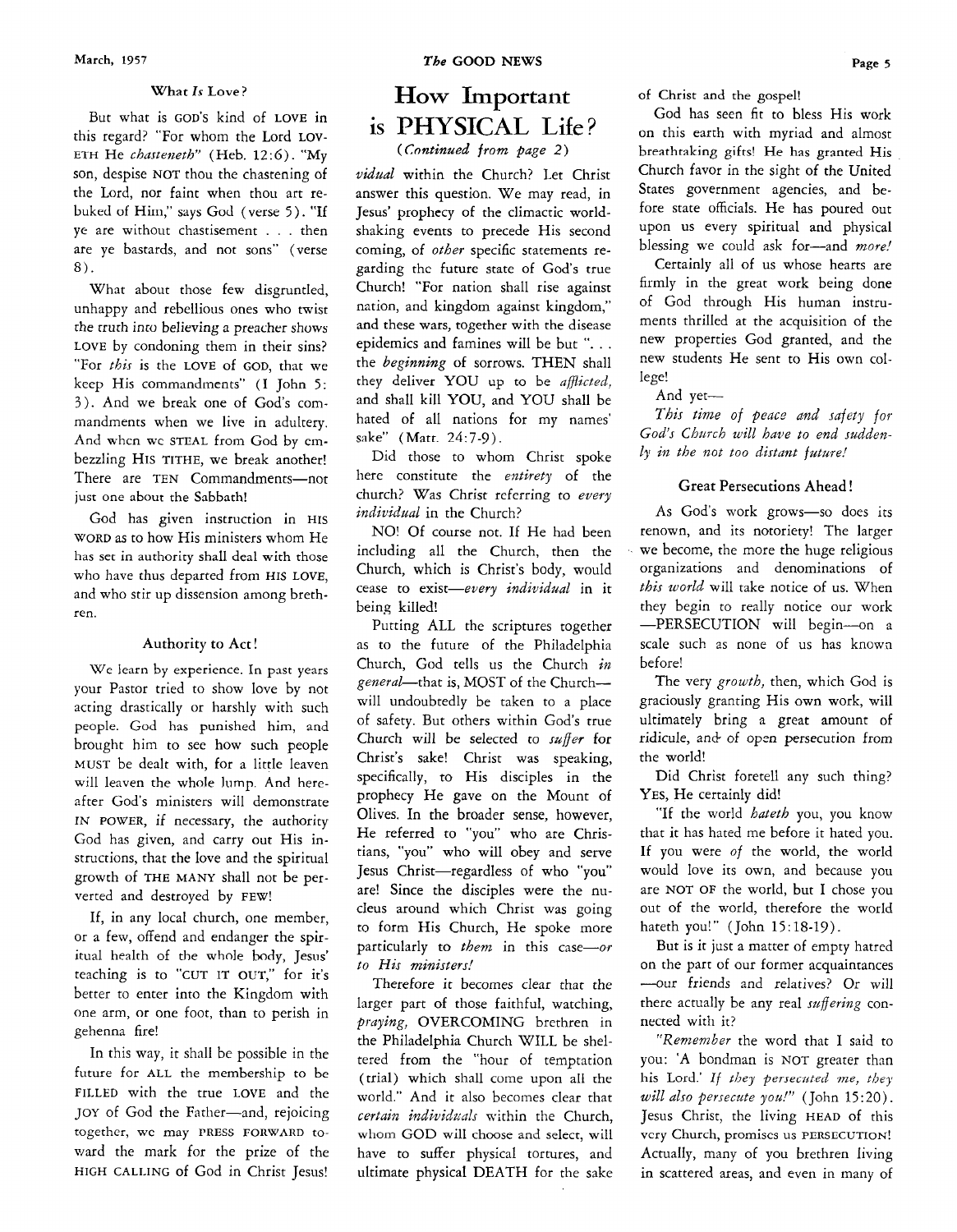### What *Is* Love?

But what is GOD'S kind of LOVE in this regard? "For whom the Lord LOVETH He *chasteneth*" (Heb. 12:6). "My son, despise NOT thou the chastening of the Lord, nor faint when thou art rebuked of Him," says God (verse 5). "If ye are without chastisement . . . then are ye bastards, and not sons" (verse 8).

What about those few disgruntled, unhappy and rebellious ones who twist the truth into believing a preacher shows LOVE by condoning them in their sins? "For *this* is the LOVE of GOD, that we keep His commandments" (I John 5: 3). And we break one of God's commandments when we live in adultery. And when we STEAL from God by embezzling HIS TITHE, we break another! There are TEN Commandments—not just one about the Sabbath!

God has given instruction in HIS WORD as to how His ministers whom He has set in authority shall deal with those who have thus departed from HIS LOVE, and who stir up dissension among brethren.

### Authority to Act!

We learn by experience. In past years your Pastor tried to show love by not acting drastically or harshly with such people. God has punished him, and brought him to see how such people MUST be dealt with, for a little leaven will leaven the whole lump. And hereafter God's ministers will demonstrate IN POWER, if necessary, the authority God has given, and carry out His instructions, that the love and the spiritual growth of THE MANY shall not be perverted and destroyed by FEW!

If, in any local church, one member, or a few, offend and endanger the spiritual health of the whole body, Jesus' teaching is to "CUT IT OUT," for it's better to enter into the Kingdom with one arm, or one foot, than to perish in gehenna fire!

In this way, it shall be possible in the future for ALL the membership to be FILLED with the true LOVE and the JOY of God the Father—and, rejoicing together, we may PRESS FORWARD toward the mark for the prize of the HIGH CALLING of God in Christ Jesus!

# How Important is PHYSICAL Life?

*(Continued from page 2)*

*vidual* within the Church? Let Christ answer this question. We may read, in Jesus' prophecy of the climactic world-shaking events to precede His second coming, of *other* specific statements regarding the future state of God's true Church! "For nation shall rise against nation, and kingdom against kingdom," and these wars, together with the disease epidemics and famines will be but ". . . the *beginning* of sorrows. THEN shall they deliver YOU up to be *afflicted,* and shall kill YOU, and YOU shall be hated of all nations for my names' sake" (Matt. 24:7-9).

Did those to whom Christ spoke here constitute the *entirety* of the church? Was Christ referring to *every individual* in the Church?

NO! Of course not. If He had been including all the Church, then the Church, which is Christ's body, would cease to exist—*every individual* in it being killed!

Putting ALL the scriptures together as to the future of the Philadelphia Church, God tells us the Church *in general*—that is, MOST of the Church—will undoubtedly be taken to a place of safety. But others within God's true Church will be selected to *suffer* for Christ's sake! Christ was speaking, specifically, to His disciples in the prophecy He gave on the Mount of Olives. In the broader sense, however, He referred to "you" who are Christians, "you" who will obey and serve Jesus Christ—regardless of who "you" are! Since the disciples were the nucleus around which Christ was going to form His Church, He spoke more particularly to *them* in this case—*or to His ministers!*

Therefore it becomes clear that the larger part of those faithful, watching, *praying,* OVERCOMING brethren in the Philadelphia Church WILL be sheltered from the "hour of temptation (trial) which shall come upon all the world." And it also becomes clear that *certain individuals* within the Church, whom GOD will choose and select, will have to suffer physical tortures, and ultimate physical DEATH for the sake of Christ and the gospel!

God has seen fit to bless His work on this earth with myriad and almost breathtaking gifts! He has granted His Church favor in the sight of the United States government agencies, and before state officials. He has poured out upon us every spiritual and physical blessing we could ask for—and *more!*

Certainly all of us whose hearts are firmly in the great work being done of God through His human instruments thrilled at the acquisition of the new properties God granted, and the new students He sent to His own college!

And yet—

*This time of peace and safety for God's Church will have to end suddenly in the not too distant future!*

### Great Persecutions Ahead!

As God's work grows—so does its renown, and its notoriety! The larger we become, the more the huge religious organizations and denominations of *this world* will take notice of us. When they begin to really notice our work —PERSECUTION will begin—on a scale such as none of us has known before!

The very *growth,* then, which God is graciously granting His own work, will ultimately bring a great amount of ridicule, and of open persecution from the world!

Did Christ foretell any such thing? YES, He certainly did!

"If the world *hateth* you, you know that it has hated me before it hated you. If you were *of* the world, the world would love its own, and because you are NOT OF the world, but I chose you out of the world, therefore the world hateth you!" (John 15:18-19).

But is it just a matter of empty hatred on the part of our former acquaintances —our friends and relatives? Or will there actually be any real *suffering* connected with it?

"*Remember* the word that I said to you: 'A bondman is NOT greater than his Lord.' *If they persecuted me, they will also persecute you!*" (John 15:20). Jesus Christ, the living HEAD of this very Church, promises us PERSECUTION! Actually, many of you brethren living in scattered areas, and even in many of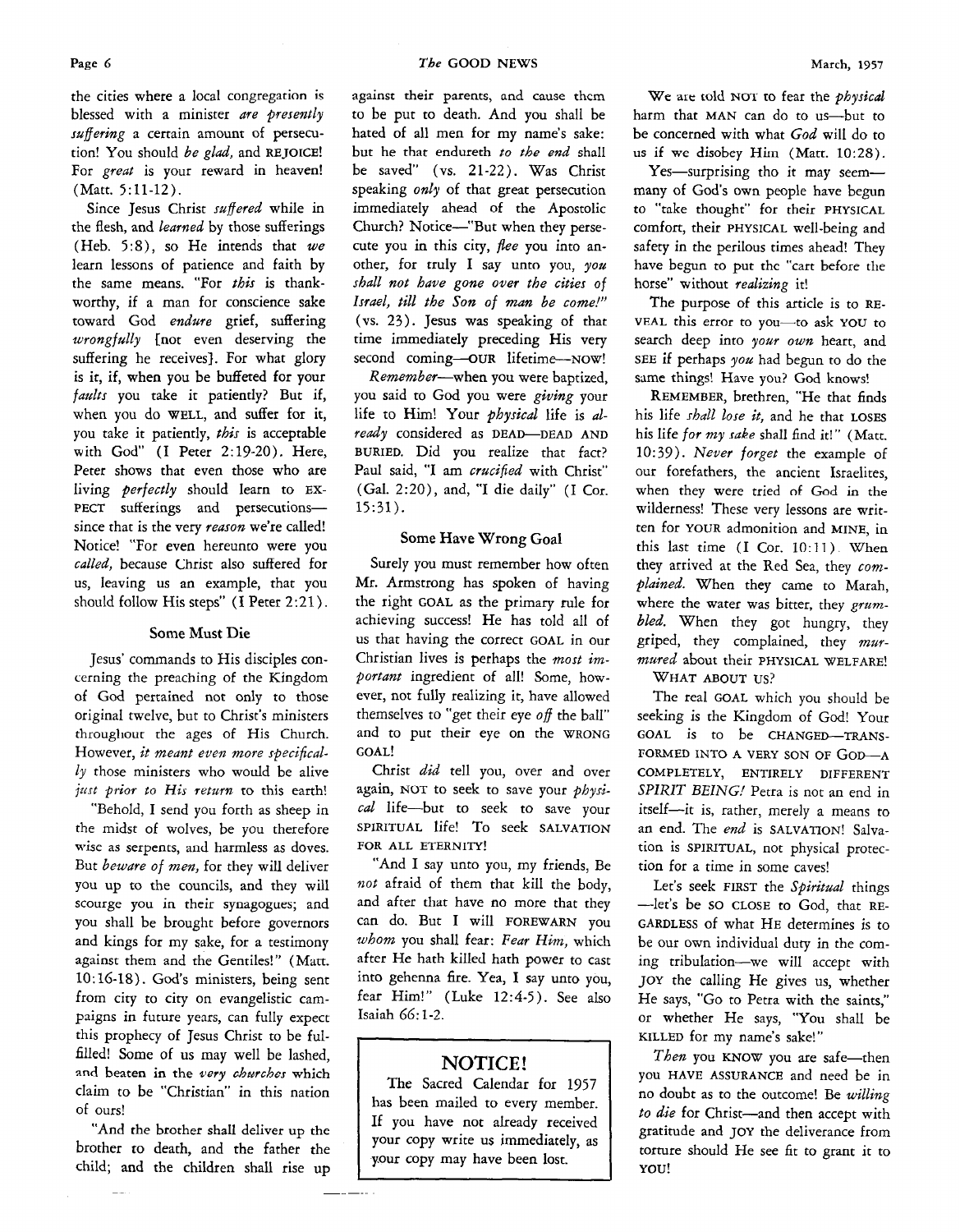the cities where a local congregation is blessed with a minister *are presently suffering* a certain amount of persecution! You should *be glad,* and REJOICE! For *great* is your reward in heaven! (Matt. 5:11-12).

Since Jesus Christ *suffered* while in the flesh, and *learned* by those sufferings (Heb. 5:8), so He intends that *we* learn lessons of patience and faith by the same means. "For *this* is thankworthy, if a man for conscience sake toward God *endure* grief, suffering *wrongfully* [not even deserving the suffering he receives]. For what glory is it, if, when you be buffeted for your *faults* you take it patiently? But if, when you do WELL, and suffer for it, you take it patiently, *this* is acceptable with God" (I Peter 2:19-20). Here, Peter shows that even those who are living *perfectly* should learn to EXPECT sufferings and persecutions—since that is the very *reason* we're called! Notice! "For even hereunto were you *called,* because Christ also suffered for us, leaving us an example, that you should follow His steps" (I Peter 2:21).

### Some Must Die

Jesus' commands to His disciples concerning the preaching of the Kingdom of God pertained not only to those original twelve, but to Christ's ministers throughout the ages of His Church. However, *it meant even more specifically* those ministers who would be alive *just prior to His return* to this earth!

"Behold, I send you forth as sheep in the midst of wolves, be you therefore wise as serpents, and harmless as doves. But *beware of men,* for they will deliver you up to the councils, and they will scourge you in their synagogues; and you shall be brought before governors and kings for my sake, for a testimony against them and the Gentiles!" (Matt. 10:16-18). God's ministers, being sent from city to city on evangelistic campaigns in future years, can fully expect this prophecy of Jesus Christ to be fulfilled! Some of us may well be lashed, and beaten in the *very churches* which claim to be "Christian" in this nation of ours!

"And the brother shall deliver up the brother to death, and the father the child; and the children shall rise up against their parents, and cause them to be put to death. And you shall be hated of all men for my name's sake: but he that endureth *to the end* shall be saved" (vs. 21-22). Was Christ speaking *only* of that great persecution immediately ahead of the Apostolic Church? Notice—"But when they persecute you in this city, *flee* you into another, for truly I say unto you, *you shall not have gone over the cities of Israel, till the Son of man be come!"* (vs. 23). Jesus was speaking of that time immediately preceding His very second coming—OUR lifetime—NOW!

*Remember*—when you were baptized, you said to God you were *giving* your life to Him! Your *physical* life is *already* considered as DEAD—DEAD AND BURIED. Did you realize that fact? Paul said, "I am *crucified* with Christ" (Gal. 2:20), and, "I die daily" (I Cor. 15:31).

### Some Have Wrong Goal

Surely you must remember how often Mr. Armstrong has spoken of having the right GOAL as the primary rule for achieving success! He has told all of us that having the correct GOAL in our Christian lives is perhaps the *most important* ingredient of all! Some, however, not fully realizing it, have allowed themselves to "get their eye *off* the ball" and to put their eye on the WRONG GOAL!

Christ *did* tell you, over and over again, NOT to seek to save your *physical* life—but to seek to save your SPIRITUAL life! To seek SALVATION FOR ALL ETERNITY!

"And I say unto you, my friends, Be *not* afraid of them that kill the body, and after that have no more that they can do. But I will FOREWARN you *whom* you shall fear: *Fear Him,* which after He hath killed hath power to cast into gehenna fire. Yea, I say unto you, fear Him!" (Luke 12:4-5). See also Isaiah 66:1-2.

> **NOTICE!**
>
> The Sacred Calendar for 1957 has been mailed to every member. If you have not already received your copy write us immediately, as your copy may have been lost.

We are told NOT to fear the *physical* harm that MAN can do to us—but to be concerned with what *God* will do to us if we disobey Him (Matt. 10:28).

Yes—surprising tho it may seem—many of God's own people have begun to "take thought" for their PHYSICAL comfort, their PHYSICAL well-being and safety in the perilous times ahead! They have begun to put the "cart before the horse" without *realizing* it!

The purpose of this article is to REVEAL this error to you—to ask YOU to search deep into *your own* heart, and SEE if perhaps *you* had begun to do the same things! Have you? God knows!

REMEMBER, brethren, "He that finds his life *shall lose it,* and he that LOSES his life *for my sake* shall find it!" (Matt. 10:39). *Never forget* the example of our forefathers, the ancient Israelites, when they were tried of God in the wilderness! These very lessons are written for YOUR admonition and MINE, in this last time (I Cor. 10:11). When they arrived at the Red Sea, they *complained.* When they came to Marah, where the water was bitter, they *grumbled.* When they got hungry, they griped, they complained, they *murmured* about their PHYSICAL WELFARE!

WHAT ABOUT US?

The real GOAL which you should be seeking is the Kingdom of God! Your GOAL is to be CHANGED—TRANSFORMED INTO A VERY SON OF GOD—A COMPLETELY, ENTIRELY DIFFERENT *SPIRIT BEING!* Petra is not an end in itself—it is, rather, merely a means to an end. The *end* is SALVATION! Salvation is SPIRITUAL, not physical protection for a time in some caves!

Let's seek FIRST the *Spiritual* things—let's be SO CLOSE to God, that REGARDLESS of what HE determines is to be our own individual duty in the coming tribulation—we will accept with JOY the calling He gives us, whether He says, "Go to Petra with the saints," or whether He says, "You shall be KILLED for my name's sake!"

*Then* you KNOW you are safe—then you HAVE ASSURANCE and need be in no doubt as to the outcome! Be *willing to die* for Christ—and then accept with gratitude and JOY the deliverance from torture should He see fit to grant it to YOU!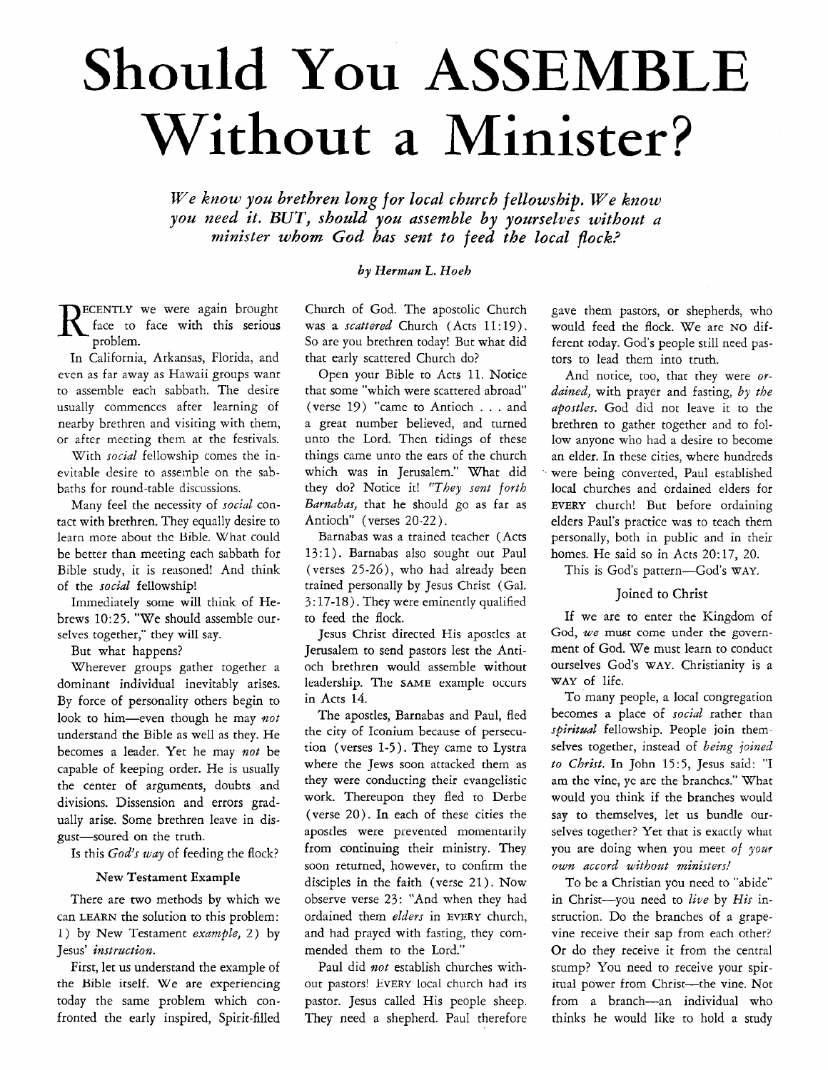# Should You ASSEMBLE Without a Minister?

*We know you brethren long for local church fellowship. We know you need it. BUT, should you assemble by yourselves without a minister whom God has sent to feed the local flock?*

*by Herman L. Hoeh*

RECENTLY we were again brought face to face with this serious problem.

In California, Arkansas, Florida, and even as far away as Hawaii groups want to assemble each sabbath. The desire usually commences after learning of nearby brethren and visiting with them, or after meeting them at the festivals.

With *social* fellowship comes the inevitable desire to assemble on the sabbaths for round-table discussions.

Many feel the necessity of *social* contact with brethren. They equally desire to learn more about the Bible. What could be better than meeting each sabbath for Bible study, it is reasoned! And think of the *social* fellowship!

Immediately some will think of Hebrews 10:25. "We should assemble ourselves together," they will say.

But what happens?

Wherever groups gather together a dominant individual inevitably arises. By force of personality others begin to look to him—even though he may *not* understand the Bible as well as they. He becomes a leader. Yet he may *not* be capable of keeping order. He is usually the center of arguments, doubts and divisions. Dissension and errors gradually arise. Some brethren leave in disgust—soured on the truth.

Is this *God's way* of feeding the flock?

### New Testament Example

There are two methods by which we can LEARN the solution to this problem: 1) by New Testament *example,* 2) by Jesus' *instruction.*

First, let us understand the example of the Bible itself. We are experiencing today the same problem which confronted the early inspired, Spirit-filled Church of God. The apostolic Church was a *scattered* Church (Acts 11:19). So are you brethren today! But what did that early scattered Church do?

Open your Bible to Acts 11. Notice that some "which were scattered abroad" (verse 19) "came to Antioch . . . and a great number believed, and turned unto the Lord. Then tidings of these things came unto the ears of the church which was in Jerusalem." What did they do? Notice it! *"They sent forth Barnabas,* that he should go as far as Antioch" (verses 20-22).

Barnabas was a trained teacher (Acts 13:1). Barnabas also sought out Paul (verses 25-26), who had already been trained personally by Jesus Christ (Gal. 3:17-18). They were eminently qualified to feed the flock.

Jesus Christ directed His apostles at Jerusalem to send pastors lest the Antioch brethren would assemble without leadership. The SAME example occurs in Acts 14.

The apostles, Barnabas and Paul, fled the city of Iconium because of persecution (verses 1-5). They came to Lystra where the Jews soon attacked them as they were conducting their evangelistic work. Thereupon they fled to Derbe (verse 20). In each of these cities the apostles were prevented momentarily from continuing their ministry. They soon returned, however, to confirm the disciples in the faith (verse 21). Now observe verse 23: "And when they had ordained them *elders* in EVERY church, and had prayed with fasting, they commended them to the Lord."

Paul did *not* establish churches without pastors! EVERY local church had its pastor. Jesus called His people sheep. They need a shepherd. Paul therefore gave them pastors, or shepherds, who would feed the flock. We are NO different today. God's people still need pastors to lead them into truth.

And notice, too, that they were *ordained,* with prayer and fasting, *by the apostles.* God did not leave it to the brethren to gather together and to follow anyone who had a desire to become an elder. In these cities, where hundreds were being converted, Paul established local churches and ordained elders for EVERY church! But before ordaining elders Paul's practice was to teach them personally, both in public and in their homes. He said so in Acts 20:17, 20.

This is God's pattern—God's WAY.

### Joined to Christ

If we are to enter the Kingdom of God, *we* must come under the government of God. We must learn to conduct ourselves God's WAY. Christianity is a WAY of life.

To many people, a local congregation becomes a place of *social* rather than *spiritual* fellowship. People join themselves together, instead of *being joined to Christ.* In John 15:5, Jesus said: "I am the vine, ye are the branches." What would you think if the branches would say to themselves, let us bundle ourselves together? Yet that is exactly what you are doing when you meet *of your own accord without ministers!*

To be a Christian you need to "abide" in Christ—you need to *live* by *His* instruction. Do the branches of a grapevine receive their sap from each other? Or do they receive it from the central stump? You need to receive your spiritual power from Christ—the vine. Not from a branch—an individual who thinks he would like to hold a study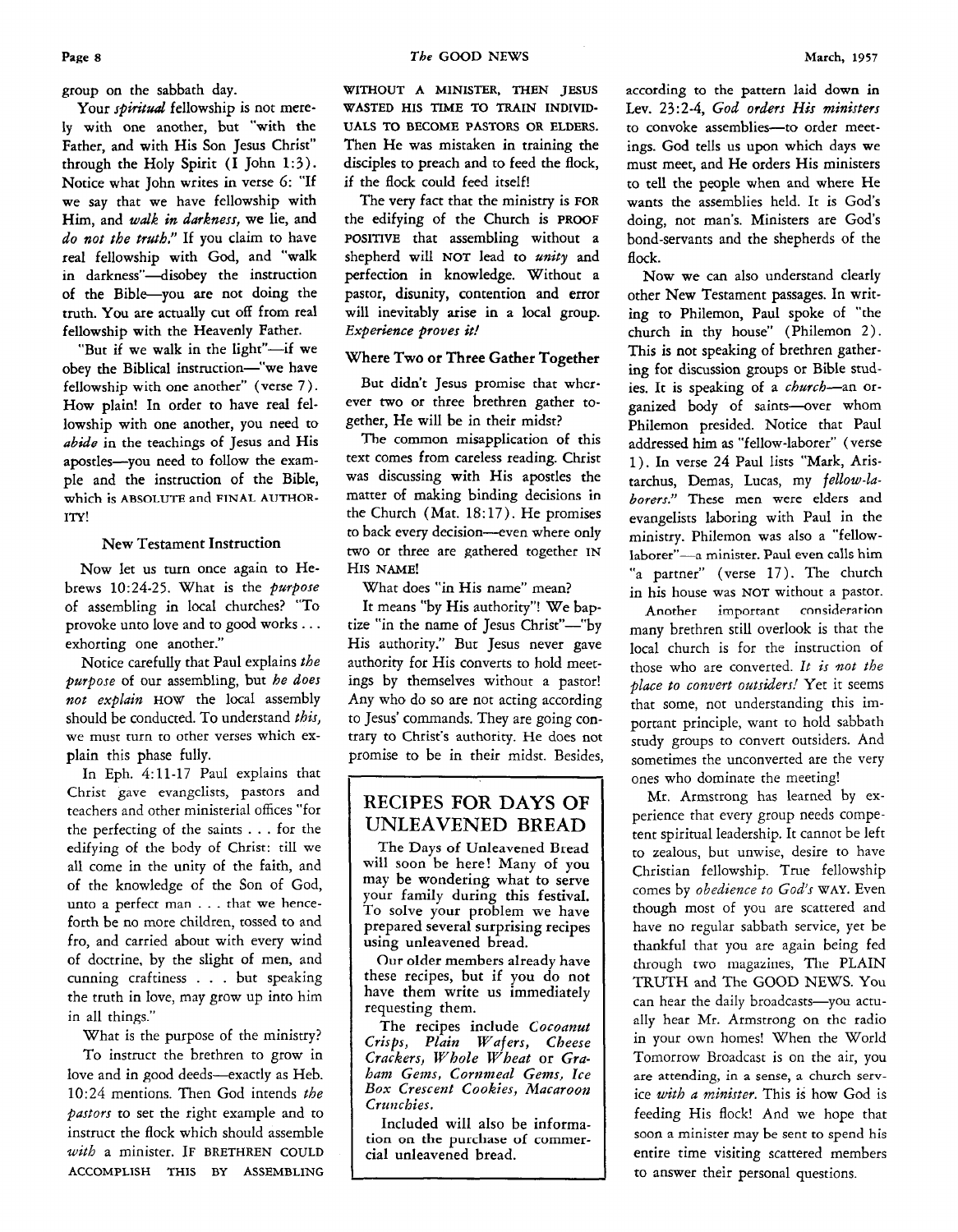group on the sabbath day.

Your *spiritual* fellowship is not merely with one another, but "with the Father, and with His Son Jesus Christ" through the Holy Spirit (I John 1:3). Notice what John writes in verse 6: "If we say that we have fellowship with Him, and *walk in darkness*, we lie, and *do not the truth*." If you claim to have real fellowship with God, and "walk in darkness"—disobey the instruction of the Bible—you are not doing the truth. You are actually cut off from real fellowship with the Heavenly Father.

"But if we walk in the light"—if we obey the Biblical instruction—"we have fellowship with one another" (verse 7). How plain! In order to have real fellowship with one another, you need to *abide* in the teachings of Jesus and His apostles—you need to follow the example and the instruction of the Bible, which is ABSOLUTE and FINAL AUTHORITY!

### New Testament Instruction

Now let us turn once again to Hebrews 10:24-25. What is the *purpose* of assembling in local churches? "To provoke unto love and to good works . . . exhorting one another."

Notice carefully that Paul explains *the purpose* of our assembling, but *he does not explain* HOW the local assembly should be conducted. To understand *this*, we must turn to other verses which explain this phase fully.

In Eph. 4:11-17 Paul explains that Christ gave evangelists, pastors and teachers and other ministerial offices "for the perfecting of the saints . . . for the edifying of the body of Christ: till we all come in the unity of the faith, and of the knowledge of the Son of God, unto a perfect man . . . that we henceforth be no more children, tossed to and fro, and carried about with every wind of doctrine, by the slight of men, and cunning craftiness . . . but speaking the truth in love, may grow up into him in all things."

What is the purpose of the ministry?

To instruct the brethren to grow in love and in good deeds—exactly as Heb. 10:24 mentions. Then God intends *the pastors* to set the right example and to instruct the flock which should assemble *with* a minister. IF BRETHREN COULD ACCOMPLISH THIS BY ASSEMBLING WITHOUT A MINISTER, THEN JESUS WASTED HIS TIME TO TRAIN INDIVIDUALS TO BECOME PASTORS OR ELDERS. Then He was mistaken in training the disciples to preach and to feed the flock, if the flock could feed itself!

The very fact that the ministry is FOR the edifying of the Church is PROOF POSITIVE that assembling without a shepherd will NOT lead to *unity* and perfection in knowledge. Without a pastor, disunity, contention and error will inevitably arise in a local group. *Experience proves it!*

### Where Two or Three Gather Together

But didn't Jesus promise that wherever two or three brethren gather together, He will be in their midst?

The common misapplication of this text comes from careless reading. Christ was discussing with His apostles the matter of making binding decisions in the Church (Mat. 18:17). He promises to back every decision—even where only two or three are gathered together IN HIS NAME!

What does "in His name" mean?

It means "by His authority"! We baptize "in the name of Jesus Christ"—"by His authority." But Jesus never gave authority for His converts to hold meetings by themselves without a pastor! Any who do so are not acting according to Jesus' commands. They are going contrary to Christ's authority. He does not promise to be in their midst. Besides, according to the pattern laid down in Lev. 23:2-4, *God orders His ministers* to convoke assemblies—to order meetings. God tells us upon which days we must meet, and He orders His ministers to tell the people when and where He wants the assemblies held. It is God's doing, not man's. Ministers are God's bond-servants and the shepherds of the flock.

Now we can also understand clearly other New Testament passages. In writing to Philemon, Paul spoke of "the church in thy house" (Philemon 2). This is not speaking of brethren gathering for discussion groups or Bible studies. It is speaking of a *church*—an organized body of saints—over whom Philemon presided. Notice that Paul addressed him as "fellow-laborer" (verse 1). In verse 24 Paul lists "Mark, Aristarchus, Demas, Lucas, my *fellow-laborers*." These men were elders and evangelists laboring with Paul in the ministry. Philemon was also a "fellow-laborer"—a minister. Paul even calls him "a partner" (verse 17). The church in his house was NOT without a pastor.

Another important consideration many brethren still overlook is that the local church is for the instruction of those who are converted. *It is not the place to convert outsiders!* Yet it seems that some, not understanding this important principle, want to hold sabbath study groups to convert outsiders. And sometimes the unconverted are the very ones who dominate the meeting!

Mr. Armstrong has learned by experience that every group needs competent spiritual leadership. It cannot be left to zealous, but unwise, desire to have Christian fellowship. True fellowship comes by *obedience to God's* WAY. Even though most of you are scattered and have no regular sabbath service, yet be thankful that you are again being fed through two magazines, The PLAIN TRUTH and The GOOD NEWS. You can hear the daily broadcasts—you actually hear Mr. Armstrong on the radio in your own homes! When the World Tomorrow Broadcast is on the air, you are attending, in a sense, a church service *with a minister*. This is how God is feeding His flock! And we hope that soon a minister may be sent to spend his entire time visiting scattered members to answer their personal questions.

---

## RECIPES FOR DAYS OF UNLEAVENED BREAD

The Days of Unleavened Bread will soon be here! Many of you may be wondering what to serve your family during this festival. To solve your problem we have prepared several surprising recipes using unleavened bread.

Our older members already have these recipes, but if you do not have them write us immediately requesting them.

The recipes include *Cocoanut Crisps, Plain Wafers, Cheese Crackers, Whole Wheat* or *Graham Gems, Cornmeal Gems, Ice Box Crescent Cookies, Macaroon Crunchies.*

Included will also be information on the purchase of commercial unleavened bread.